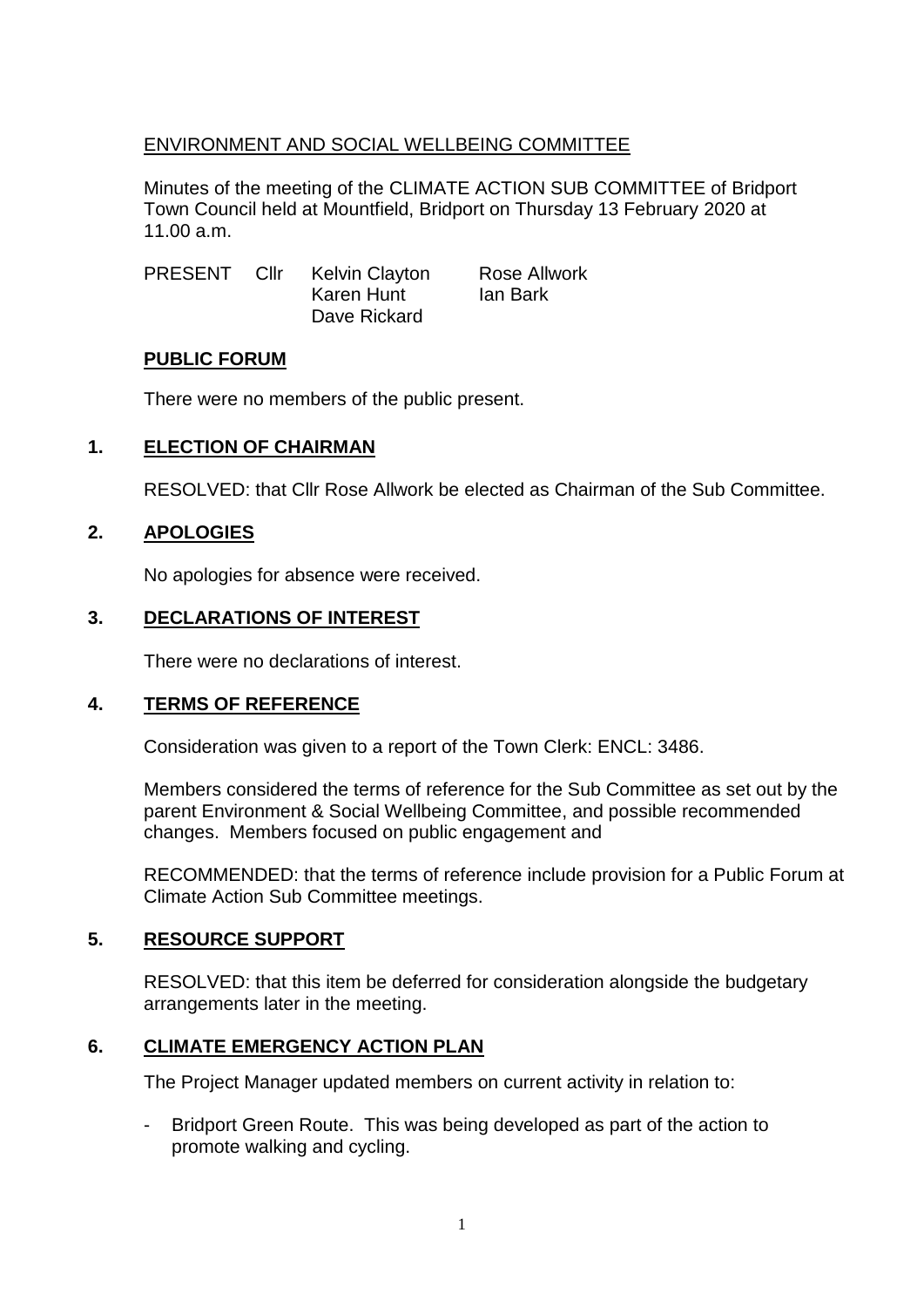ENVIRONMENT AND SOCIAL WELLBEING COMMITTEE

Minutes of the meeting of the CLIMATE ACTION SUB COMMITTEE of Bridport Town Council held at Mountfield, Bridport on Thursday 13 February 2020 at 11.00 a.m.

| PRESENT | Cllr | Kelvin Clayton | Rose Allwork |
|---|---|---|---|
| | | Karen Hunt | Ian Bark |
| | | Dave Rickard | |

## PUBLIC FORUM

There were no members of the public present.

## 1. ELECTION OF CHAIRMAN

RESOLVED: that Cllr Rose Allwork be elected as Chairman of the Sub Committee.

## 2. APOLOGIES

No apologies for absence were received.

## 3. DECLARATIONS OF INTEREST

There were no declarations of interest.

## 4. TERMS OF REFERENCE

Consideration was given to a report of the Town Clerk: ENCL: 3486.

Members considered the terms of reference for the Sub Committee as set out by the parent Environment & Social Wellbeing Committee, and possible recommended changes. Members focused on public engagement and

RECOMMENDED: that the terms of reference include provision for a Public Forum at Climate Action Sub Committee meetings.

## 5. RESOURCE SUPPORT

RESOLVED: that this item be deferred for consideration alongside the budgetary arrangements later in the meeting.

## 6. CLIMATE EMERGENCY ACTION PLAN

The Project Manager updated members on current activity in relation to:

- Bridport Green Route. This was being developed as part of the action to promote walking and cycling.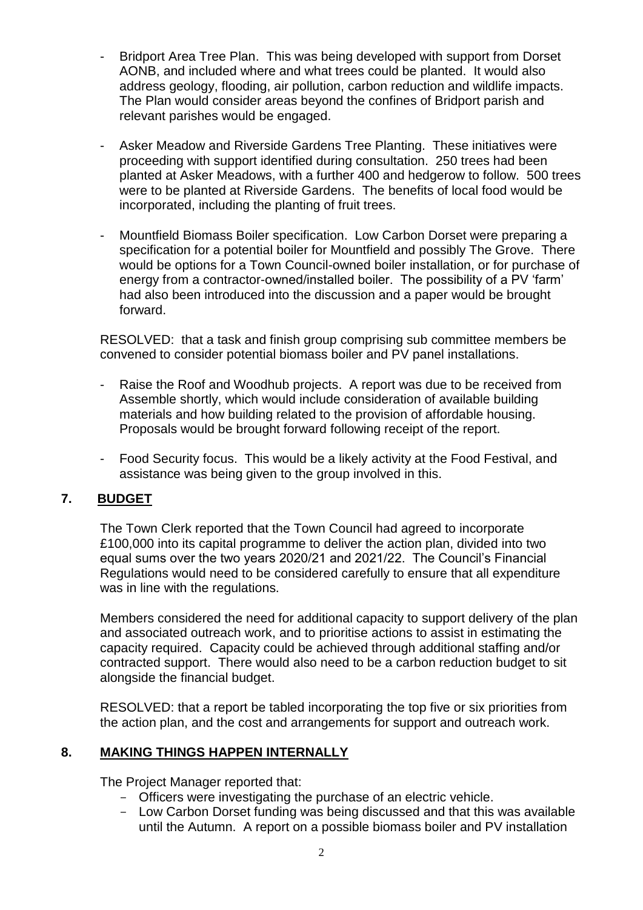- Bridport Area Tree Plan. This was being developed with support from Dorset AONB, and included where and what trees could be planted. It would also address geology, flooding, air pollution, carbon reduction and wildlife impacts. The Plan would consider areas beyond the confines of Bridport parish and relevant parishes would be engaged.

- Asker Meadow and Riverside Gardens Tree Planting. These initiatives were proceeding with support identified during consultation. 250 trees had been planted at Asker Meadows, with a further 400 and hedgerow to follow. 500 trees were to be planted at Riverside Gardens. The benefits of local food would be incorporated, including the planting of fruit trees.

- Mountfield Biomass Boiler specification. Low Carbon Dorset were preparing a specification for a potential boiler for Mountfield and possibly The Grove. There would be options for a Town Council-owned boiler installation, or for purchase of energy from a contractor-owned/installed boiler. The possibility of a PV 'farm' had also been introduced into the discussion and a paper would be brought forward.

RESOLVED: that a task and finish group comprising sub committee members be convened to consider potential biomass boiler and PV panel installations.

- Raise the Roof and Woodhub projects. A report was due to be received from Assemble shortly, which would include consideration of available building materials and how building related to the provision of affordable housing. Proposals would be brought forward following receipt of the report.

- Food Security focus. This would be a likely activity at the Food Festival, and assistance was being given to the group involved in this.

## 7. BUDGET

The Town Clerk reported that the Town Council had agreed to incorporate £100,000 into its capital programme to deliver the action plan, divided into two equal sums over the two years 2020/21 and 2021/22. The Council's Financial Regulations would need to be considered carefully to ensure that all expenditure was in line with the regulations.

Members considered the need for additional capacity to support delivery of the plan and associated outreach work, and to prioritise actions to assist in estimating the capacity required. Capacity could be achieved through additional staffing and/or contracted support. There would also need to be a carbon reduction budget to sit alongside the financial budget.

RESOLVED: that a report be tabled incorporating the top five or six priorities from the action plan, and the cost and arrangements for support and outreach work.

## 8. MAKING THINGS HAPPEN INTERNALLY

The Project Manager reported that:

- Officers were investigating the purchase of an electric vehicle.
- Low Carbon Dorset funding was being discussed and that this was available until the Autumn. A report on a possible biomass boiler and PV installation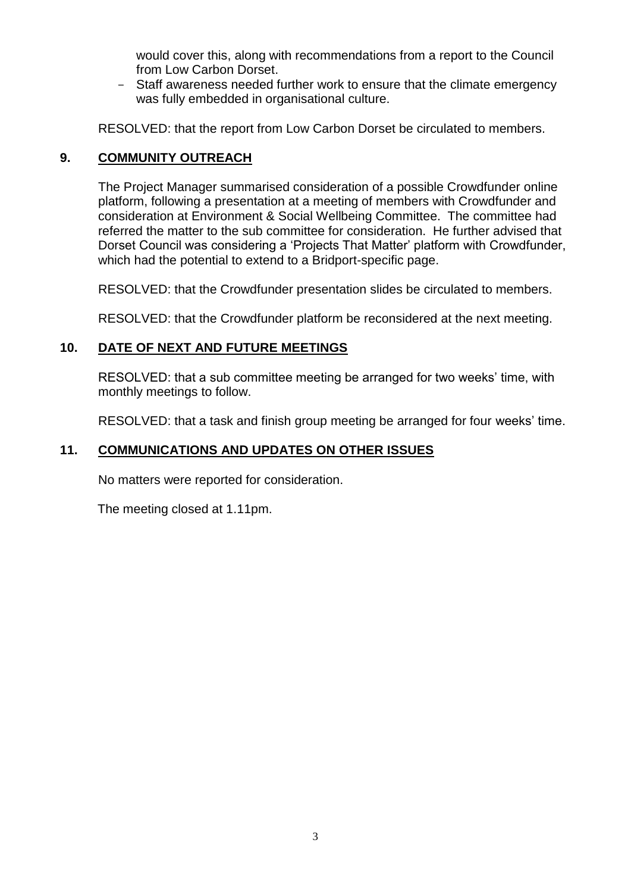would cover this, along with recommendations from a report to the Council from Low Carbon Dorset.

- Staff awareness needed further work to ensure that the climate emergency was fully embedded in organisational culture.

RESOLVED: that the report from Low Carbon Dorset be circulated to members.

## 9. COMMUNITY OUTREACH

The Project Manager summarised consideration of a possible Crowdfunder online platform, following a presentation at a meeting of members with Crowdfunder and consideration at Environment & Social Wellbeing Committee. The committee had referred the matter to the sub committee for consideration. He further advised that Dorset Council was considering a 'Projects That Matter' platform with Crowdfunder, which had the potential to extend to a Bridport-specific page.

RESOLVED: that the Crowdfunder presentation slides be circulated to members.

RESOLVED: that the Crowdfunder platform be reconsidered at the next meeting.

## 10. DATE OF NEXT AND FUTURE MEETINGS

RESOLVED: that a sub committee meeting be arranged for two weeks' time, with monthly meetings to follow.

RESOLVED: that a task and finish group meeting be arranged for four weeks' time.

## 11. COMMUNICATIONS AND UPDATES ON OTHER ISSUES

No matters were reported for consideration.

The meeting closed at 1.11pm.